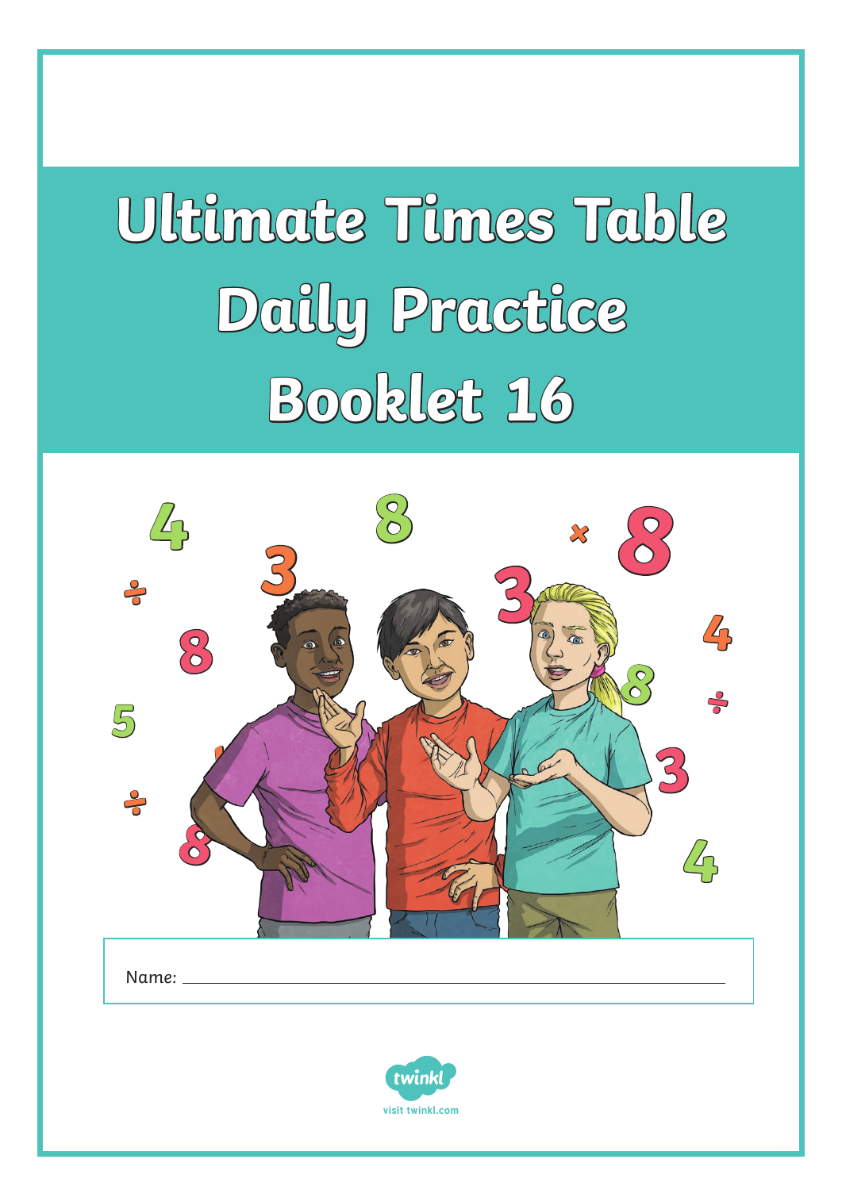# Ultimate Times Table Daily Practice Booklet 16

Name: ______________________________

visit twinkl.com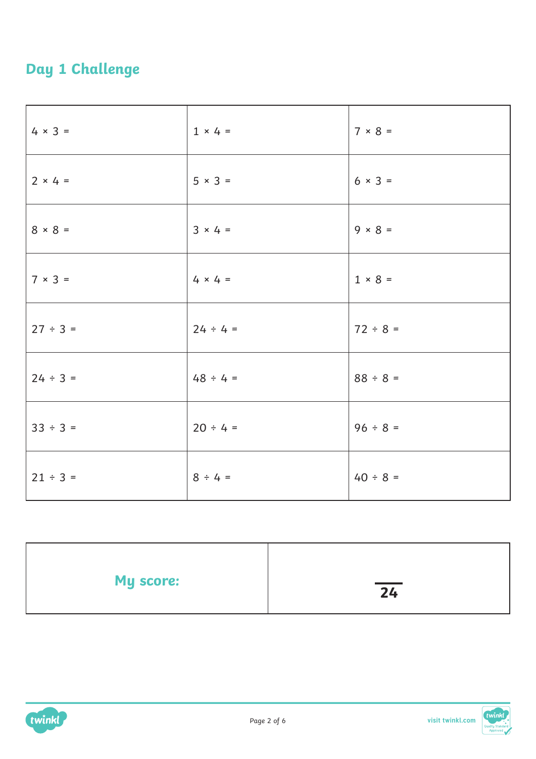## Day 1 Challenge

| | | |
|---|---|---|
| $4 \times 3 =$ | $1 \times 4 =$ | $7 \times 8 =$ |
| $2 \times 4 =$ | $5 \times 3 =$ | $6 \times 3 =$ |
| $8 \times 8 =$ | $3 \times 4 =$ | $9 \times 8 =$ |
| $7 \times 3 =$ | $4 \times 4 =$ | $1 \times 8 =$ |
| $27 \div 3 =$ | $24 \div 4 =$ | $72 \div 8 =$ |
| $24 \div 3 =$ | $48 \div 4 =$ | $88 \div 8 =$ |
| $33 \div 3 =$ | $20 \div 4 =$ | $96 \div 8 =$ |
| $21 \div 3 =$ | $8 \div 4 =$ | $40 \div 8 =$ |

| | |
|---|---|
| **My score:** | /24 |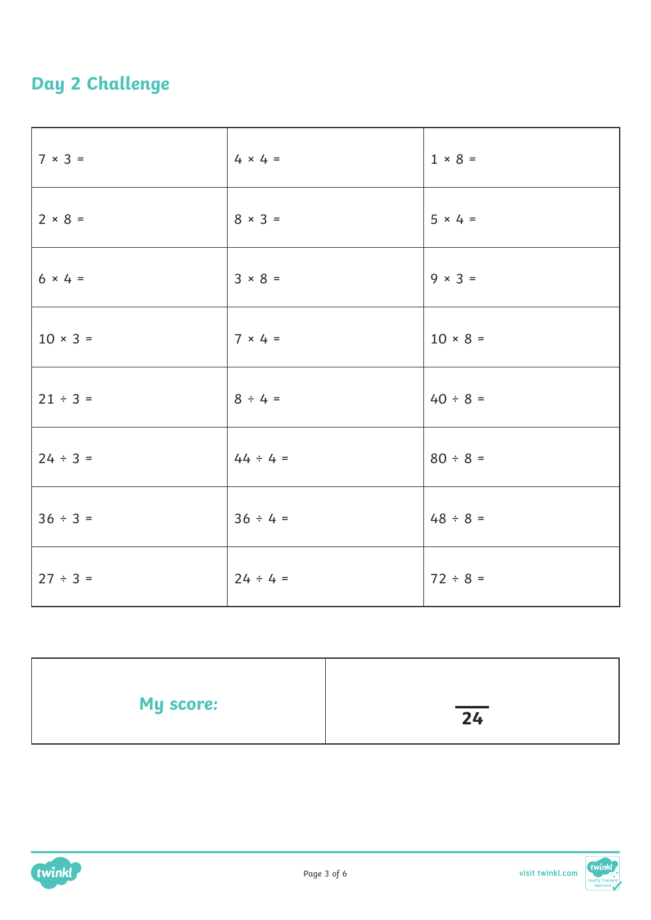## Day 2 Challenge

| | | |
|---|---|---|
| $7 \times 3 =$ | $4 \times 4 =$ | $1 \times 8 =$ |
| $2 \times 8 =$ | $8 \times 3 =$ | $5 \times 4 =$ |
| $6 \times 4 =$ | $3 \times 8 =$ | $9 \times 3 =$ |
| $10 \times 3 =$ | $7 \times 4 =$ | $10 \times 8 =$ |
| $21 \div 3 =$ | $8 \div 4 =$ | $40 \div 8 =$ |
| $24 \div 3 =$ | $44 \div 4 =$ | $80 \div 8 =$ |
| $36 \div 3 =$ | $36 \div 4 =$ | $48 \div 8 =$ |
| $27 \div 3 =$ | $24 \div 4 =$ | $72 \div 8 =$ |

| | |
|---|---|
| **My score:** | $\frac{\quad}{24}$ |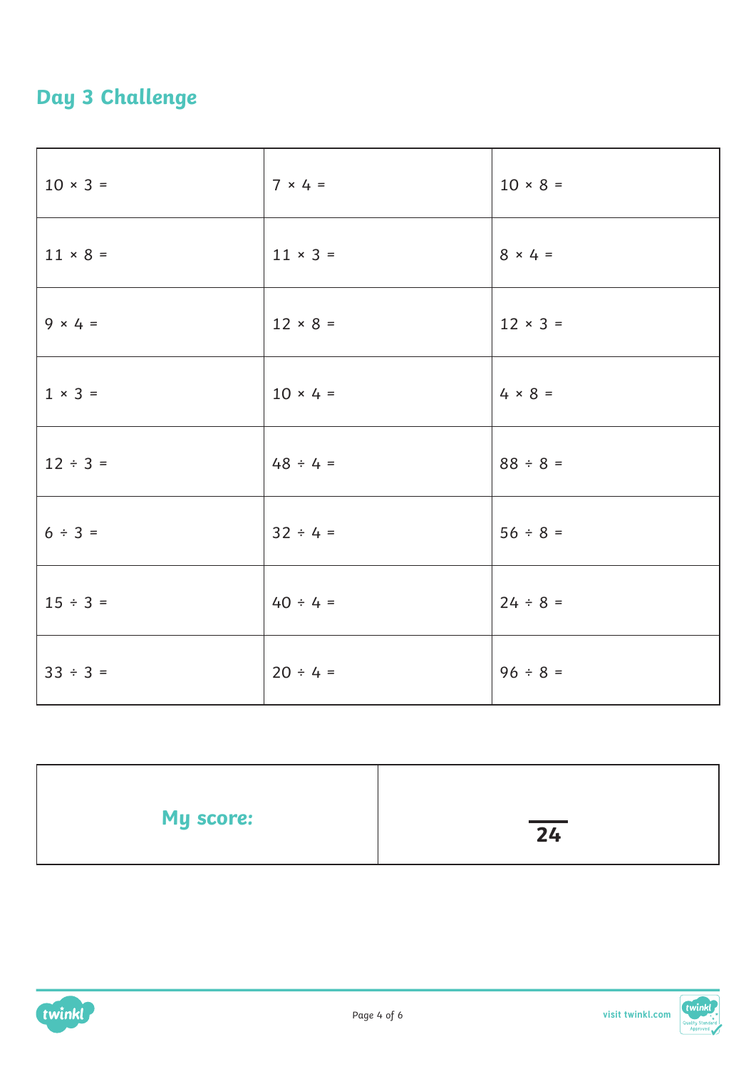## Day 3 Challenge

| | | |
|---|---|---|
| $10 \times 3 =$ | $7 \times 4 =$ | $10 \times 8 =$ |
| $11 \times 8 =$ | $11 \times 3 =$ | $8 \times 4 =$ |
| $9 \times 4 =$ | $12 \times 8 =$ | $12 \times 3 =$ |
| $1 \times 3 =$ | $10 \times 4 =$ | $4 \times 8 =$ |
| $12 \div 3 =$ | $48 \div 4 =$ | $88 \div 8 =$ |
| $6 \div 3 =$ | $32 \div 4 =$ | $56 \div 8 =$ |
| $15 \div 3 =$ | $40 \div 4 =$ | $24 \div 8 =$ |
| $33 \div 3 =$ | $20 \div 4 =$ | $96 \div 8 =$ |

| | |
|---|---|
| **My score:** | ___ / **24** |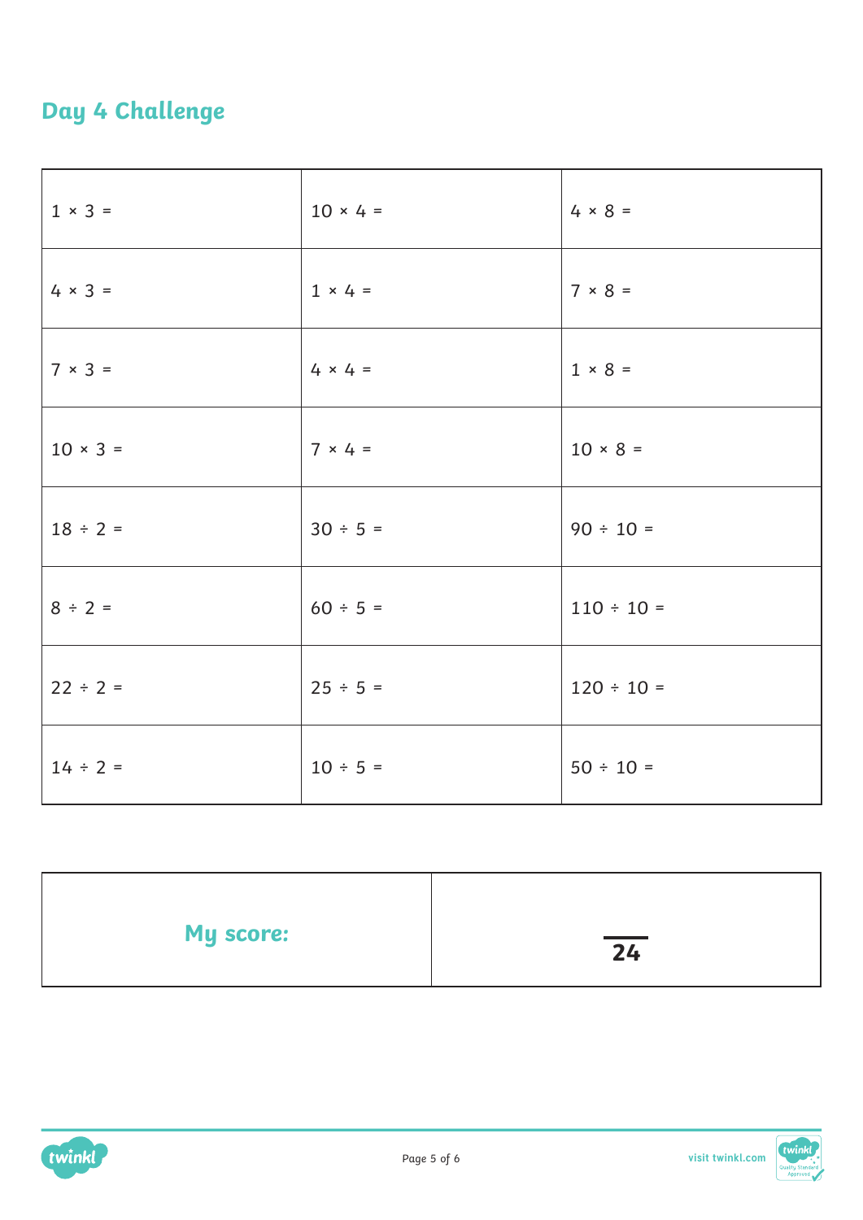## Day 4 Challenge

| | | |
|---|---|---|
| 1 × 3 = | 10 × 4 = | 4 × 8 = |
| 4 × 3 = | 1 × 4 = | 7 × 8 = |
| 7 × 3 = | 4 × 4 = | 1 × 8 = |
| 10 × 3 = | 7 × 4 = | 10 × 8 = |
| 18 ÷ 2 = | 30 ÷ 5 = | 90 ÷ 10 = |
| 8 ÷ 2 = | 60 ÷ 5 = | 110 ÷ 10 = |
| 22 ÷ 2 = | 25 ÷ 5 = | 120 ÷ 10 = |
| 14 ÷ 2 = | 10 ÷ 5 = | 50 ÷ 10 = |

| | |
|---|---|
| **My score:** | /24 |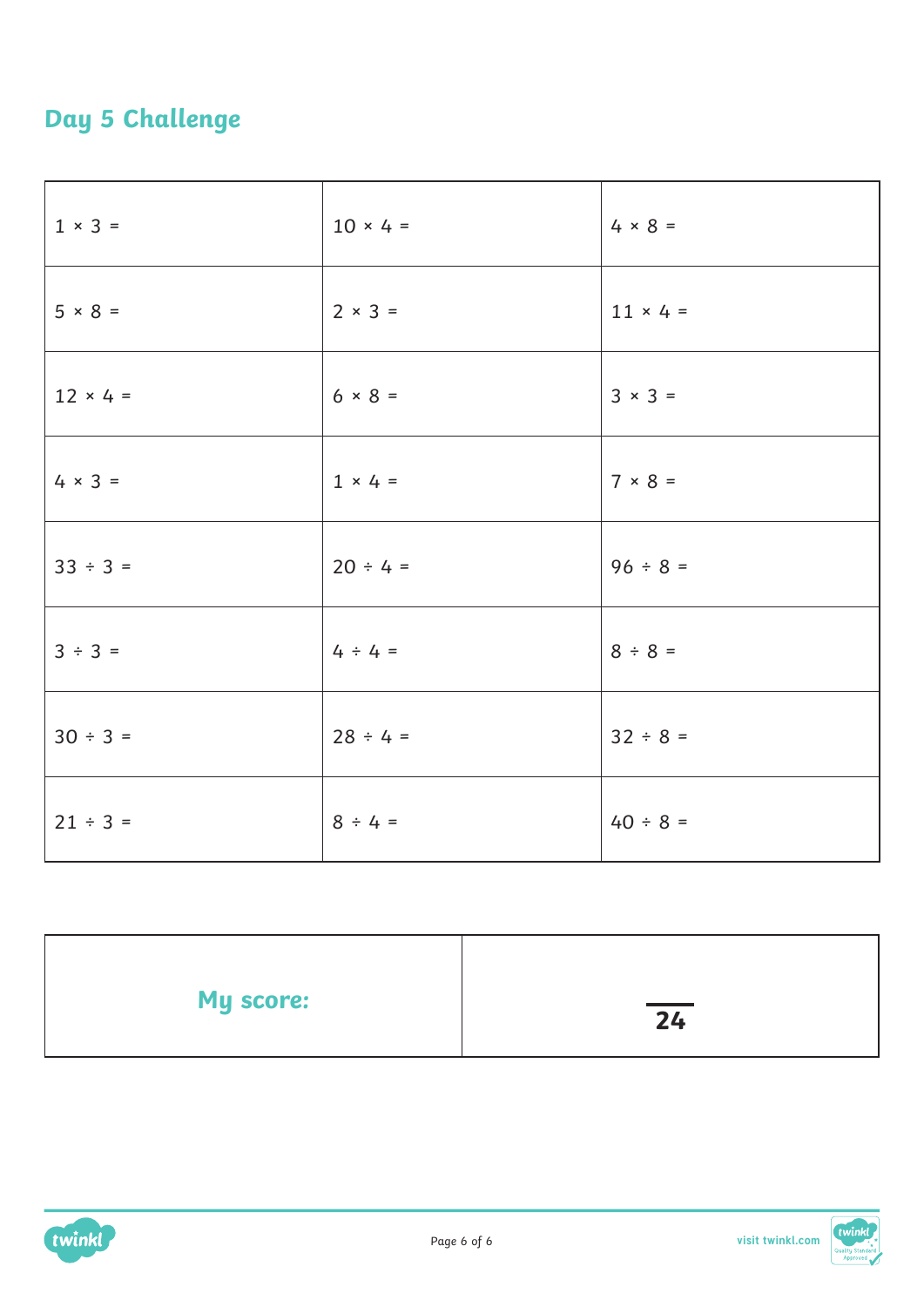## Day 5 Challenge

| | | |
|---|---|---|
| 1 × 3 = | 10 × 4 = | 4 × 8 = |
| 5 × 8 = | 2 × 3 = | 11 × 4 = |
| 12 × 4 = | 6 × 8 = | 3 × 3 = |
| 4 × 3 = | 1 × 4 = | 7 × 8 = |
| 33 ÷ 3 = | 20 ÷ 4 = | 96 ÷ 8 = |
| 3 ÷ 3 = | 4 ÷ 4 = | 8 ÷ 8 = |
| 30 ÷ 3 = | 28 ÷ 4 = | 32 ÷ 8 = |
| 21 ÷ 3 = | 8 ÷ 4 = | 40 ÷ 8 = |

| | |
|---|---|
| **My score:** | ___ / **24** |